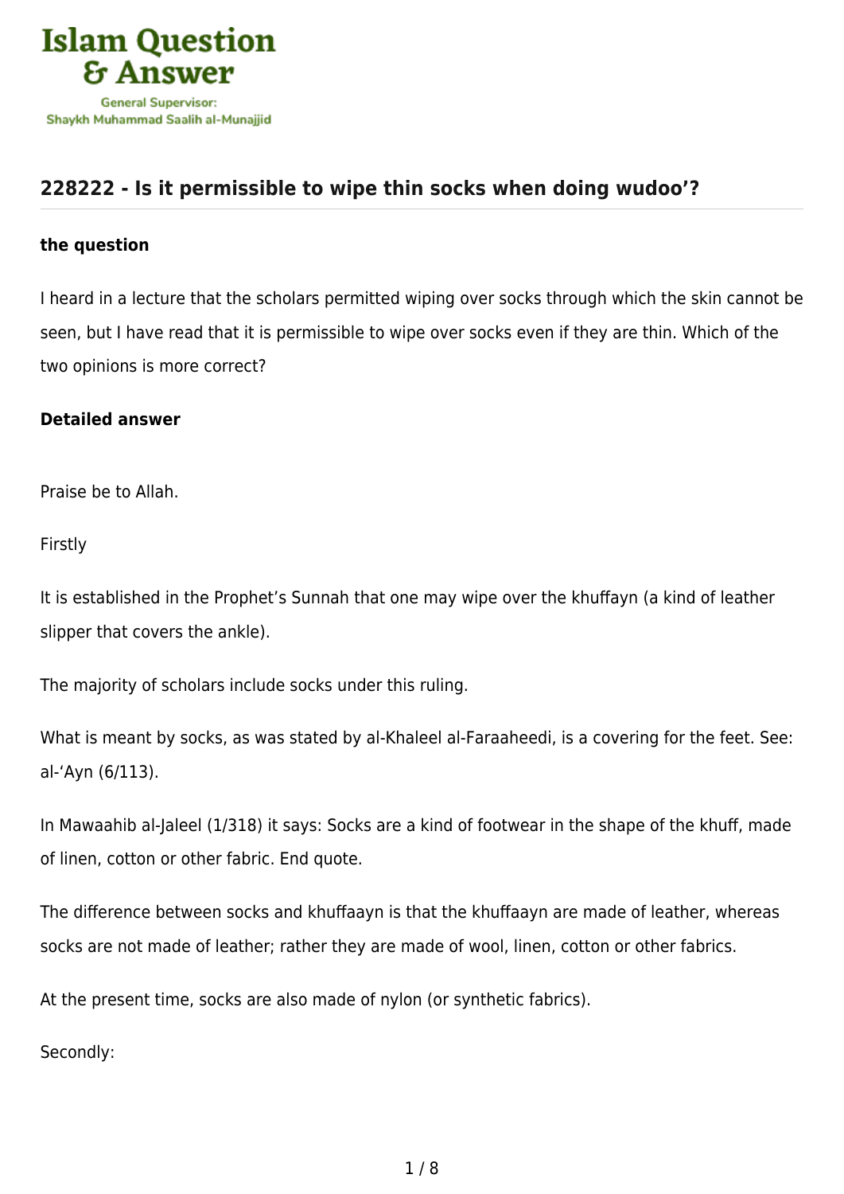Islam Question & Answer

General Supervisor: Shaykh Muhammad Saalih al-Munajjid

## 228222 - Is it permissible to wipe thin socks when doing wudoo'?

### the question

I heard in a lecture that the scholars permitted wiping over socks through which the skin cannot be seen, but I have read that it is permissible to wipe over socks even if they are thin. Which of the two opinions is more correct?

### Detailed answer

Praise be to Allah.

Firstly

It is established in the Prophet's Sunnah that one may wipe over the khuffayn (a kind of leather slipper that covers the ankle).

The majority of scholars include socks under this ruling.

What is meant by socks, as was stated by al-Khaleel al-Faraaheedi, is a covering for the feet. See: al-'Ayn (6/113).

In Mawaahib al-Jaleel (1/318) it says: Socks are a kind of footwear in the shape of the khuff, made of linen, cotton or other fabric. End quote.

The difference between socks and khuffaayn is that the khuffaayn are made of leather, whereas socks are not made of leather; rather they are made of wool, linen, cotton or other fabrics.

At the present time, socks are also made of nylon (or synthetic fabrics).

Secondly: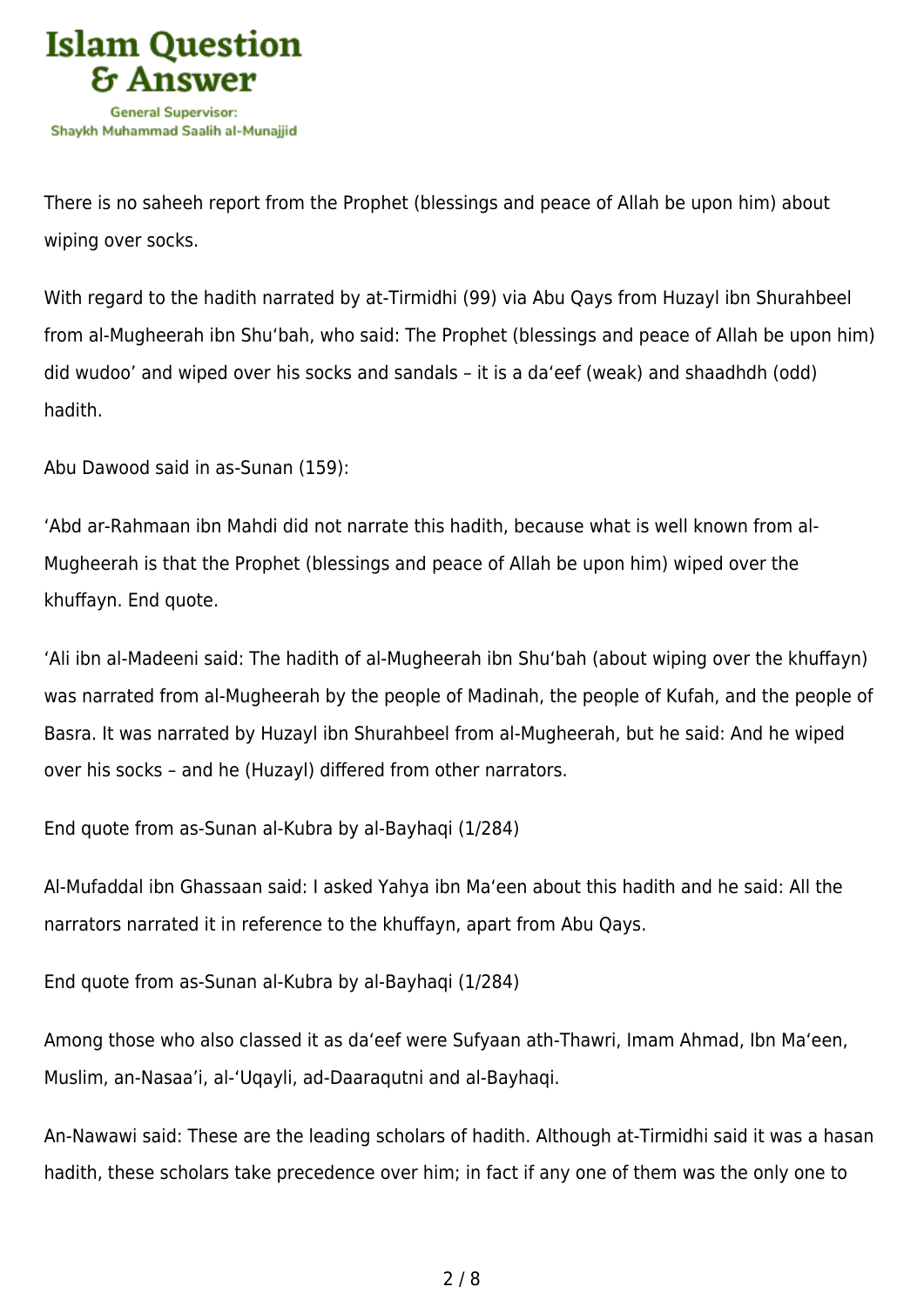There is no saheeh report from the Prophet (blessings and peace of Allah be upon him) about wiping over socks.

With regard to the hadith narrated by at-Tirmidhi (99) via Abu Qays from Huzayl ibn Shurahbeel from al-Mugheerah ibn Shu'bah, who said: The Prophet (blessings and peace of Allah be upon him) did wudoo' and wiped over his socks and sandals – it is a da'eef (weak) and shaadhdh (odd) hadith.

Abu Dawood said in as-Sunan (159):

'Abd ar-Rahmaan ibn Mahdi did not narrate this hadith, because what is well known from al-Mugheerah is that the Prophet (blessings and peace of Allah be upon him) wiped over the khuffayn. End quote.

'Ali ibn al-Madeeni said: The hadith of al-Mugheerah ibn Shu'bah (about wiping over the khuffayn) was narrated from al-Mugheerah by the people of Madinah, the people of Kufah, and the people of Basra. It was narrated by Huzayl ibn Shurahbeel from al-Mugheerah, but he said: And he wiped over his socks – and he (Huzayl) differed from other narrators.

End quote from as-Sunan al-Kubra by al-Bayhaqi (1/284)

Al-Mufaddal ibn Ghassaan said: I asked Yahya ibn Ma'een about this hadith and he said: All the narrators narrated it in reference to the khuffayn, apart from Abu Qays.

End quote from as-Sunan al-Kubra by al-Bayhaqi (1/284)

Among those who also classed it as da'eef were Sufyaan ath-Thawri, Imam Ahmad, Ibn Ma'een, Muslim, an-Nasaa'i, al-'Uqayli, ad-Daaraqutni and al-Bayhaqi.

An-Nawawi said: These are the leading scholars of hadith. Although at-Tirmidhi said it was a hasan hadith, these scholars take precedence over him; in fact if any one of them was the only one to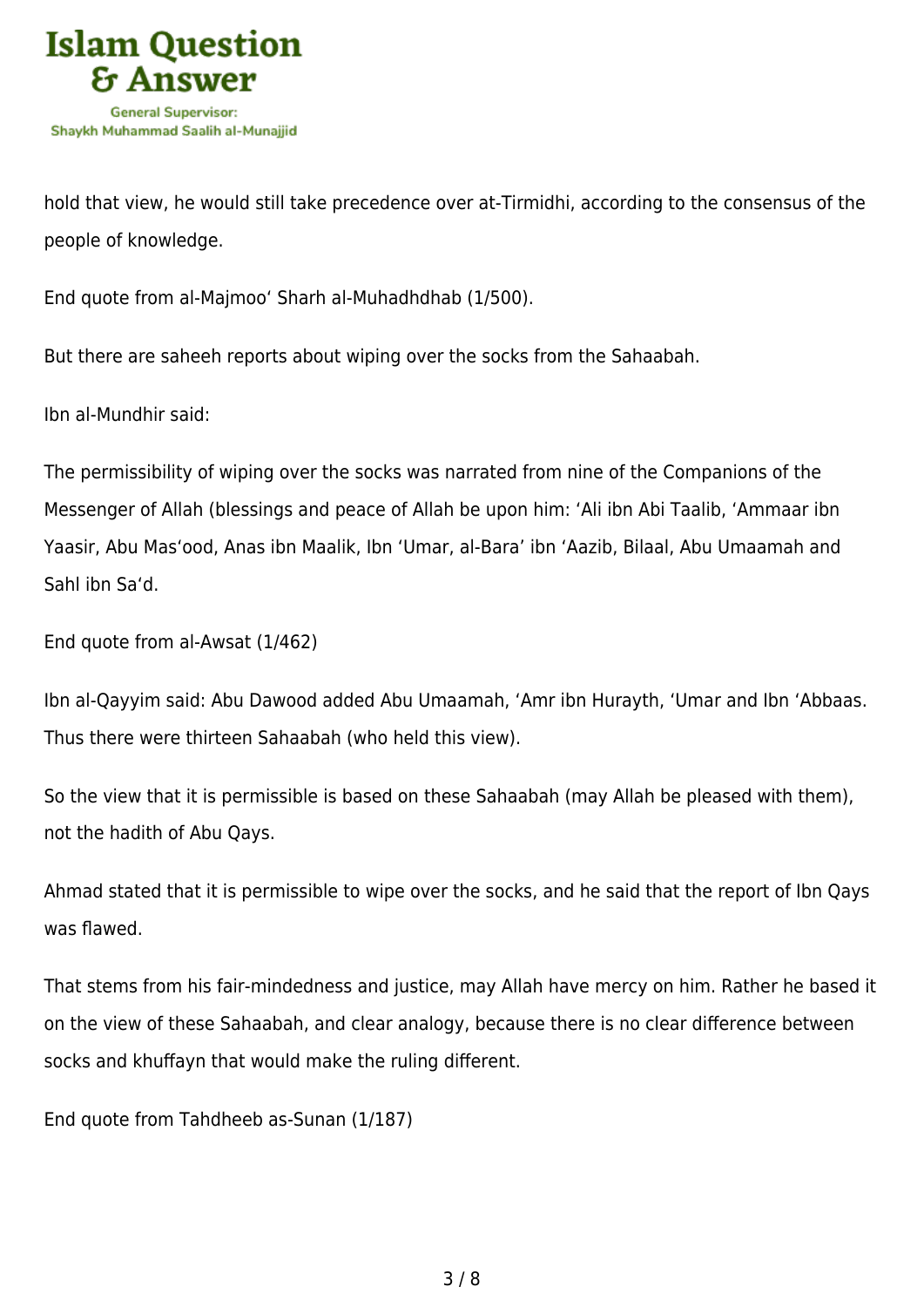hold that view, he would still take precedence over at-Tirmidhi, according to the consensus of the people of knowledge.

End quote from al-Majmoo‘ Sharh al-Muhadhdhab (1/500).

But there are saheeh reports about wiping over the socks from the Sahaabah.

Ibn al-Mundhir said:

The permissibility of wiping over the socks was narrated from nine of the Companions of the Messenger of Allah (blessings and peace of Allah be upon him: ‘Ali ibn Abi Taalib, ‘Ammaar ibn Yaasir, Abu Mas‘ood, Anas ibn Maalik, Ibn ‘Umar, al-Bara’ ibn ‘Aazib, Bilaal, Abu Umaamah and Sahl ibn Sa‘d.

End quote from al-Awsat (1/462)

Ibn al-Qayyim said: Abu Dawood added Abu Umaamah, ‘Amr ibn Hurayth, ‘Umar and Ibn ‘Abbaas. Thus there were thirteen Sahaabah (who held this view).

So the view that it is permissible is based on these Sahaabah (may Allah be pleased with them), not the hadith of Abu Qays.

Ahmad stated that it is permissible to wipe over the socks, and he said that the report of Ibn Qays was flawed.

That stems from his fair-mindedness and justice, may Allah have mercy on him. Rather he based it on the view of these Sahaabah, and clear analogy, because there is no clear difference between socks and khuffayn that would make the ruling different.

End quote from Tahdheeb as-Sunan (1/187)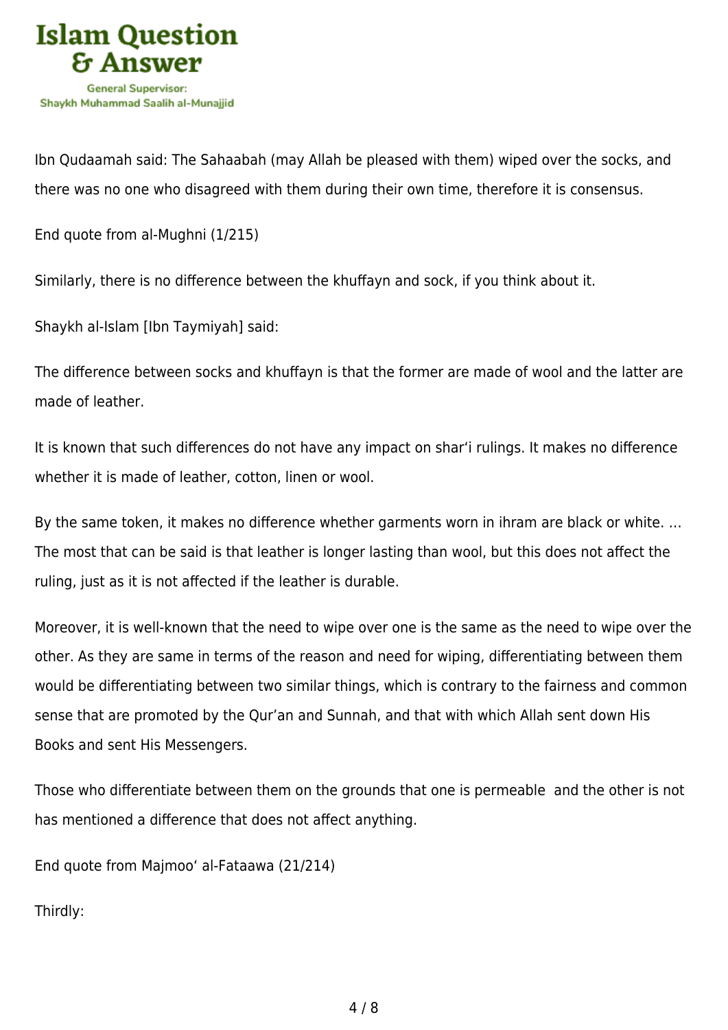Ibn Qudaamah said: The Sahaabah (may Allah be pleased with them) wiped over the socks, and there was no one who disagreed with them during their own time, therefore it is consensus.

End quote from al-Mughni (1/215)

Similarly, there is no difference between the khuffayn and sock, if you think about it.

Shaykh al-Islam [Ibn Taymiyah] said:

The difference between socks and khuffayn is that the former are made of wool and the latter are made of leather.

It is known that such differences do not have any impact on shar'i rulings. It makes no difference whether it is made of leather, cotton, linen or wool.

By the same token, it makes no difference whether garments worn in ihram are black or white. … The most that can be said is that leather is longer lasting than wool, but this does not affect the ruling, just as it is not affected if the leather is durable.

Moreover, it is well-known that the need to wipe over one is the same as the need to wipe over the other. As they are same in terms of the reason and need for wiping, differentiating between them would be differentiating between two similar things, which is contrary to the fairness and common sense that are promoted by the Qur'an and Sunnah, and that with which Allah sent down His Books and sent His Messengers.

Those who differentiate between them on the grounds that one is permeable and the other is not has mentioned a difference that does not affect anything.

End quote from Majmoo' al-Fataawa (21/214)

Thirdly: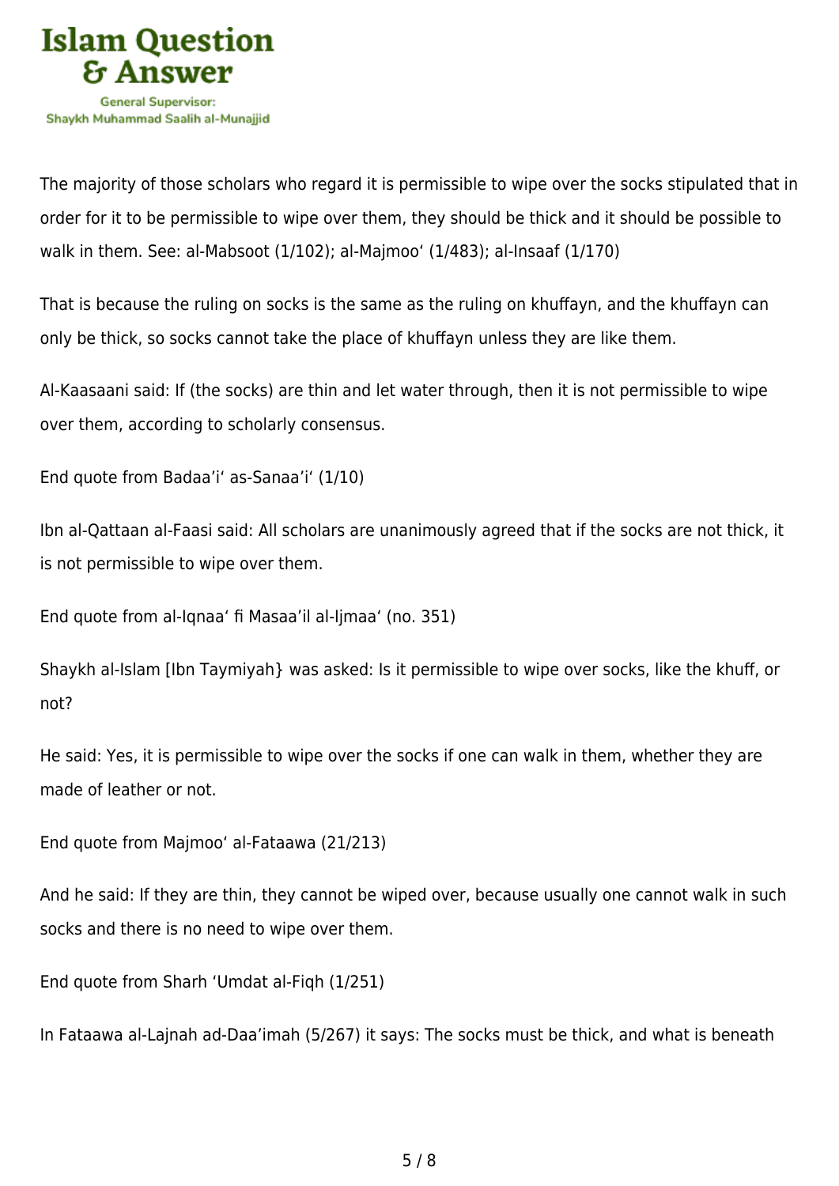The majority of those scholars who regard it is permissible to wipe over the socks stipulated that in order for it to be permissible to wipe over them, they should be thick and it should be possible to walk in them. See: al-Mabsoot (1/102); al-Majmoo‘ (1/483); al-Insaaf (1/170)

That is because the ruling on socks is the same as the ruling on khuffayn, and the khuffayn can only be thick, so socks cannot take the place of khuffayn unless they are like them.

Al-Kaasaani said: If (the socks) are thin and let water through, then it is not permissible to wipe over them, according to scholarly consensus.

End quote from Badaa’i‘ as-Sanaa’i‘ (1/10)

Ibn al-Qattaan al-Faasi said: All scholars are unanimously agreed that if the socks are not thick, it is not permissible to wipe over them.

End quote from al-Iqnaa‘ fi Masaa’il al-Ijmaa‘ (no. 351)

Shaykh al-Islam [Ibn Taymiyah} was asked: Is it permissible to wipe over socks, like the khuff, or not?

He said: Yes, it is permissible to wipe over the socks if one can walk in them, whether they are made of leather or not.

End quote from Majmoo‘ al-Fataawa (21/213)

And he said: If they are thin, they cannot be wiped over, because usually one cannot walk in such socks and there is no need to wipe over them.

End quote from Sharh ‘Umdat al-Fiqh (1/251)

In Fataawa al-Lajnah ad-Daa’imah (5/267) it says: The socks must be thick, and what is beneath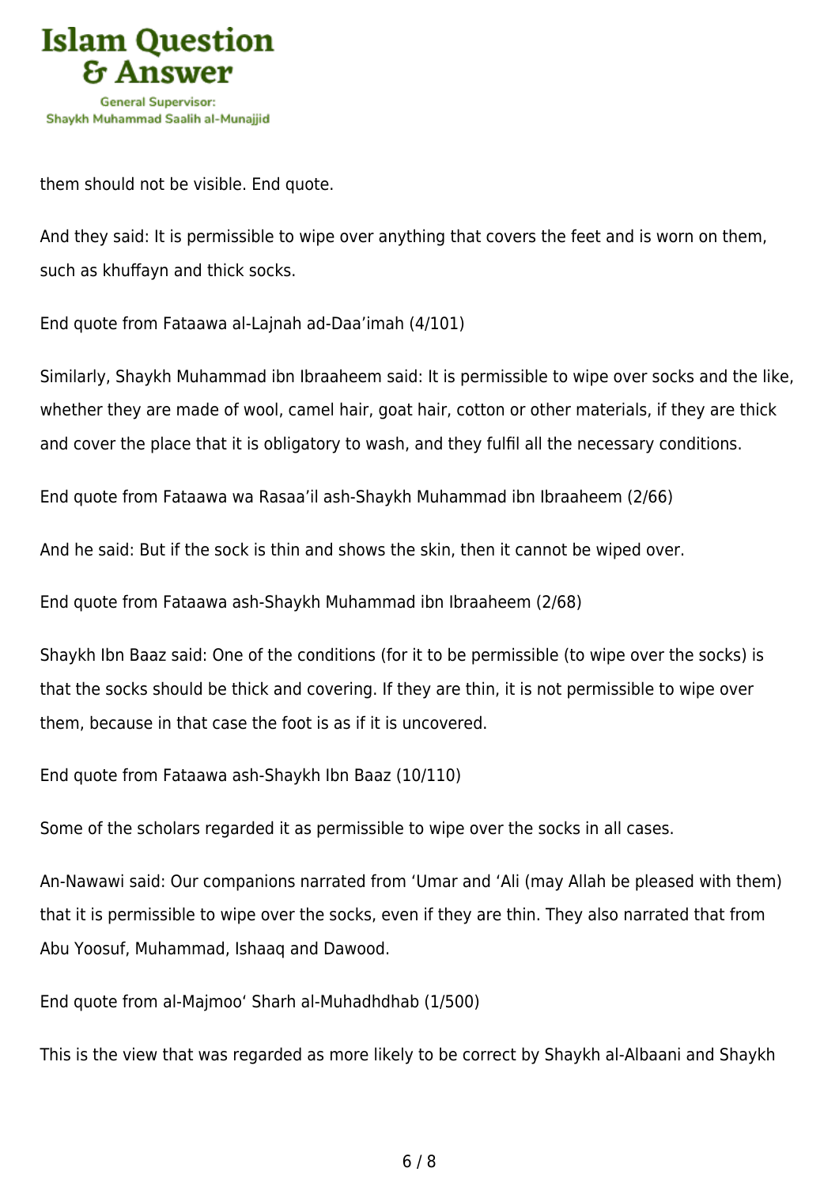them should not be visible. End quote.

And they said: It is permissible to wipe over anything that covers the feet and is worn on them, such as khuffayn and thick socks.

End quote from Fataawa al-Lajnah ad-Daa'imah (4/101)

Similarly, Shaykh Muhammad ibn Ibraaheem said: It is permissible to wipe over socks and the like, whether they are made of wool, camel hair, goat hair, cotton or other materials, if they are thick and cover the place that it is obligatory to wash, and they fulfil all the necessary conditions.

End quote from Fataawa wa Rasaa'il ash-Shaykh Muhammad ibn Ibraaheem (2/66)

And he said: But if the sock is thin and shows the skin, then it cannot be wiped over.

End quote from Fataawa ash-Shaykh Muhammad ibn Ibraaheem (2/68)

Shaykh Ibn Baaz said: One of the conditions (for it to be permissible (to wipe over the socks) is that the socks should be thick and covering. If they are thin, it is not permissible to wipe over them, because in that case the foot is as if it is uncovered.

End quote from Fataawa ash-Shaykh Ibn Baaz (10/110)

Some of the scholars regarded it as permissible to wipe over the socks in all cases.

An-Nawawi said: Our companions narrated from 'Umar and 'Ali (may Allah be pleased with them) that it is permissible to wipe over the socks, even if they are thin. They also narrated that from Abu Yoosuf, Muhammad, Ishaaq and Dawood.

End quote from al-Majmoo' Sharh al-Muhadhdhab (1/500)

This is the view that was regarded as more likely to be correct by Shaykh al-Albaani and Shaykh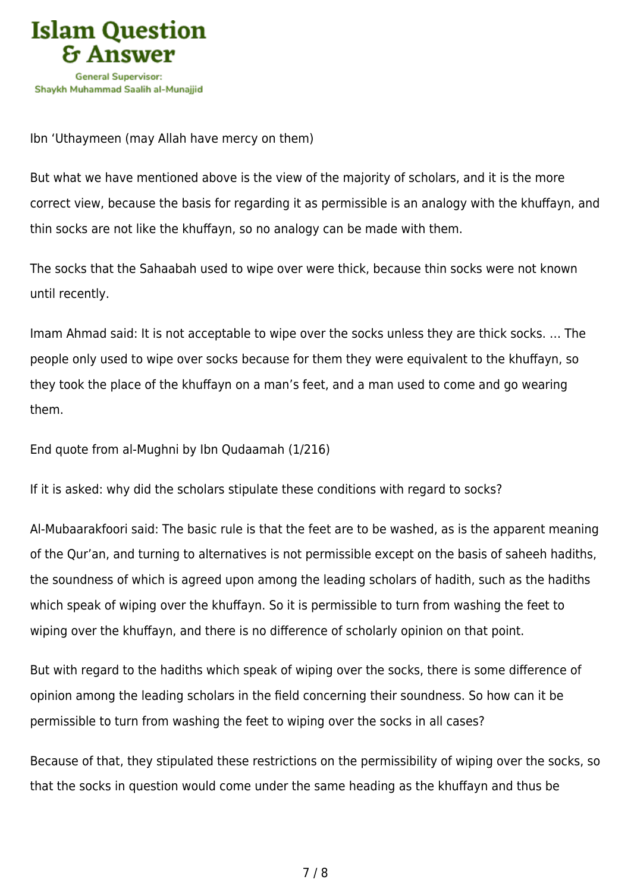Ibn ‘Uthaymeen (may Allah have mercy on them)

But what we have mentioned above is the view of the majority of scholars, and it is the more correct view, because the basis for regarding it as permissible is an analogy with the khuffayn, and thin socks are not like the khuffayn, so no analogy can be made with them.

The socks that the Sahaabah used to wipe over were thick, because thin socks were not known until recently.

Imam Ahmad said: It is not acceptable to wipe over the socks unless they are thick socks. … The people only used to wipe over socks because for them they were equivalent to the khuffayn, so they took the place of the khuffayn on a man’s feet, and a man used to come and go wearing them.

End quote from al-Mughni by Ibn Qudaamah (1/216)

If it is asked: why did the scholars stipulate these conditions with regard to socks?

Al-Mubaarakfoori said: The basic rule is that the feet are to be washed, as is the apparent meaning of the Qur’an, and turning to alternatives is not permissible except on the basis of saheeh hadiths, the soundness of which is agreed upon among the leading scholars of hadith, such as the hadiths which speak of wiping over the khuffayn. So it is permissible to turn from washing the feet to wiping over the khuffayn, and there is no difference of scholarly opinion on that point.

But with regard to the hadiths which speak of wiping over the socks, there is some difference of opinion among the leading scholars in the field concerning their soundness. So how can it be permissible to turn from washing the feet to wiping over the socks in all cases?

Because of that, they stipulated these restrictions on the permissibility of wiping over the socks, so that the socks in question would come under the same heading as the khuffayn and thus be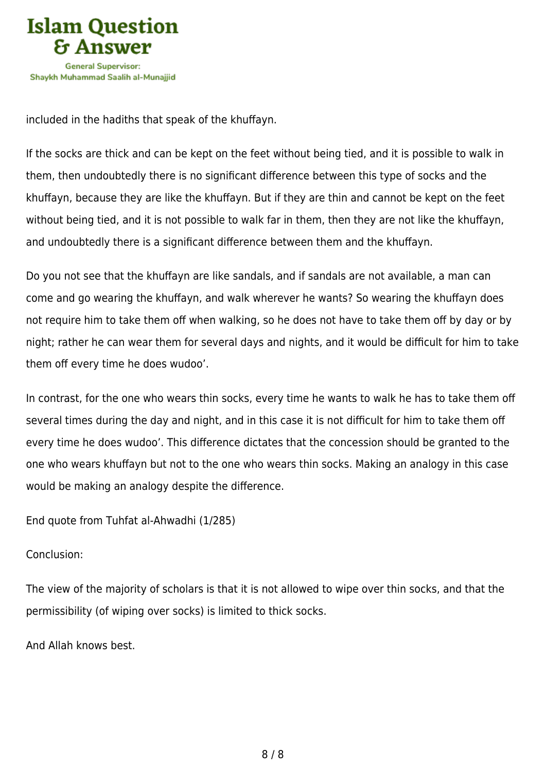included in the hadiths that speak of the khuffayn.

If the socks are thick and can be kept on the feet without being tied, and it is possible to walk in them, then undoubtedly there is no significant difference between this type of socks and the khuffayn, because they are like the khuffayn. But if they are thin and cannot be kept on the feet without being tied, and it is not possible to walk far in them, then they are not like the khuffayn, and undoubtedly there is a significant difference between them and the khuffayn.

Do you not see that the khuffayn are like sandals, and if sandals are not available, a man can come and go wearing the khuffayn, and walk wherever he wants? So wearing the khuffayn does not require him to take them off when walking, so he does not have to take them off by day or by night; rather he can wear them for several days and nights, and it would be difficult for him to take them off every time he does wudoo'.

In contrast, for the one who wears thin socks, every time he wants to walk he has to take them off several times during the day and night, and in this case it is not difficult for him to take them off every time he does wudoo'. This difference dictates that the concession should be granted to the one who wears khuffayn but not to the one who wears thin socks. Making an analogy in this case would be making an analogy despite the difference.

End quote from Tuhfat al-Ahwadhi (1/285)

Conclusion:

The view of the majority of scholars is that it is not allowed to wipe over thin socks, and that the permissibility (of wiping over socks) is limited to thick socks.

And Allah knows best.